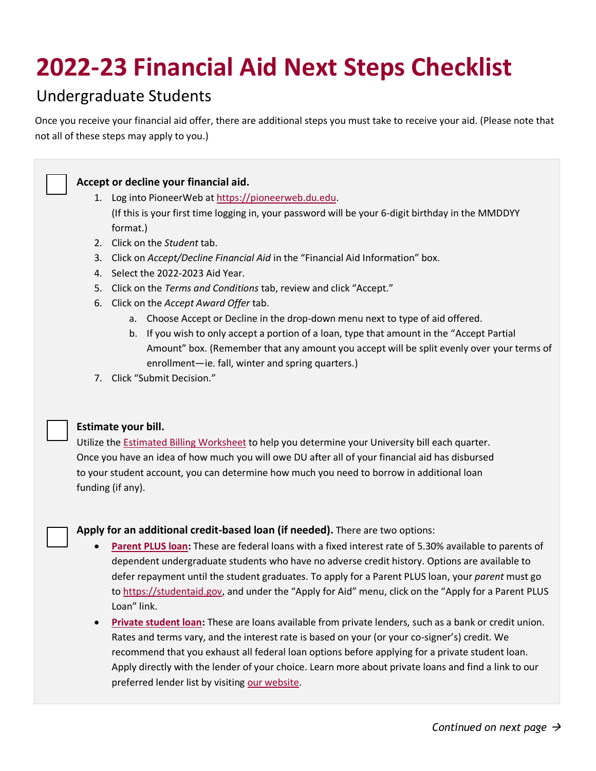# 2022-23 Financial Aid Next Steps Checklist

## Undergraduate Students

Once you receive your financial aid offer, there are additional steps you must take to receive your aid. (Please note that not all of these steps may apply to you.)

- [ ] **Accept or decline your financial aid.**
    1. Log into PioneerWeb at https://pioneerweb.du.edu.
       (If this is your first time logging in, your password will be your 6-digit birthday in the MMDDYY format.)
    2. Click on the *Student* tab.
    3. Click on *Accept/Decline Financial Aid* in the "Financial Aid Information" box.
    4. Select the 2022-2023 Aid Year.
    5. Click on the *Terms and Conditions* tab, review and click "Accept."
    6. Click on the *Accept Award Offer* tab.
        a. Choose Accept or Decline in the drop-down menu next to type of aid offered.
        b. If you wish to only accept a portion of a loan, type that amount in the "Accept Partial Amount" box. (Remember that any amount you accept will be split evenly over your terms of enrollment—ie. fall, winter and spring quarters.)
    7. Click "Submit Decision."

- [ ] **Estimate your bill.**
  Utilize the Estimated Billing Worksheet to help you determine your University bill each quarter. Once you have an idea of how much you will owe DU after all of your financial aid has disbursed to your student account, you can determine how much you need to borrow in additional loan funding (if any).

- [ ] **Apply for an additional credit-based loan (if needed).** There are two options:
    - **Parent PLUS loan:** These are federal loans with a fixed interest rate of 5.30% available to parents of dependent undergraduate students who have no adverse credit history. Options are available to defer repayment until the student graduates. To apply for a Parent PLUS loan, your *parent* must go to https://studentaid.gov, and under the "Apply for Aid" menu, click on the "Apply for a Parent PLUS Loan" link.
    - **Private student loan:** These are loans available from private lenders, such as a bank or credit union. Rates and terms vary, and the interest rate is based on your (or your co-signer's) credit. We recommend that you exhaust all federal loan options before applying for a private student loan. Apply directly with the lender of your choice. Learn more about private loans and find a link to our preferred lender list by visiting our website.

*Continued on next page →*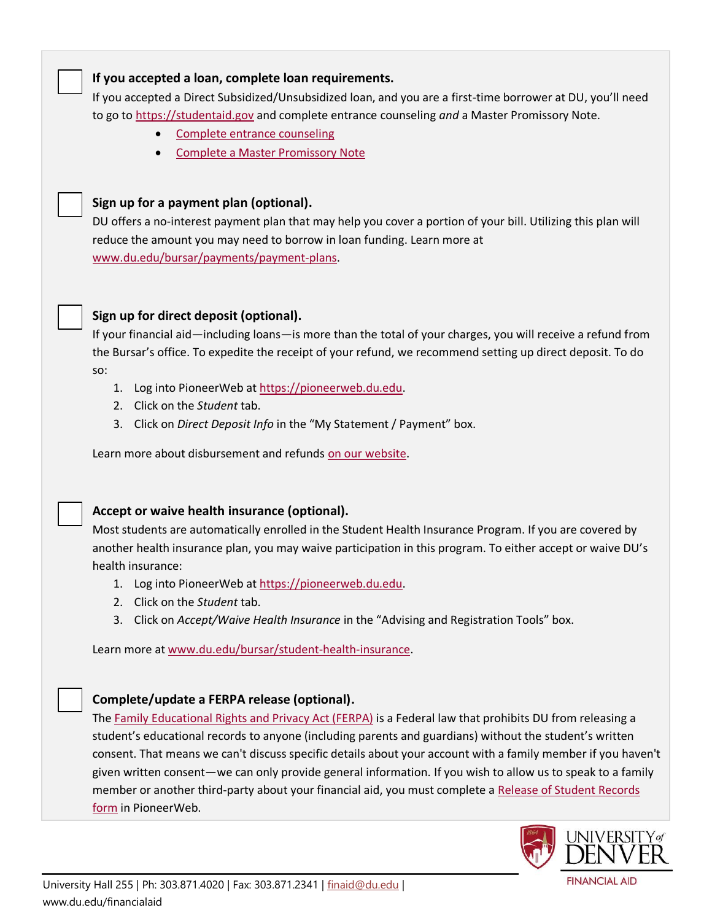- [ ] **If you accepted a loan, complete loan requirements.**

If you accepted a Direct Subsidized/Unsubsidized loan, and you are a first-time borrower at DU, you'll need to go to https://studentaid.gov and complete entrance counseling *and* a Master Promissory Note.

- Complete entrance counseling
- Complete a Master Promissory Note

- [ ] **Sign up for a payment plan (optional).**

DU offers a no-interest payment plan that may help you cover a portion of your bill. Utilizing this plan will reduce the amount you may need to borrow in loan funding. Learn more at www.du.edu/bursar/payments/payment-plans.

- [ ] **Sign up for direct deposit (optional).**

If your financial aid—including loans—is more than the total of your charges, you will receive a refund from the Bursar's office. To expedite the receipt of your refund, we recommend setting up direct deposit. To do so:

1. Log into PioneerWeb at https://pioneerweb.du.edu.
2. Click on the *Student* tab.
3. Click on *Direct Deposit Info* in the "My Statement / Payment" box.

Learn more about disbursement and refunds on our website.

- [ ] **Accept or waive health insurance (optional).**

Most students are automatically enrolled in the Student Health Insurance Program. If you are covered by another health insurance plan, you may waive participation in this program. To either accept or waive DU's health insurance:

1. Log into PioneerWeb at https://pioneerweb.du.edu.
2. Click on the *Student* tab.
3. Click on *Accept/Waive Health Insurance* in the "Advising and Registration Tools" box.

Learn more at www.du.edu/bursar/student-health-insurance.

- [ ] **Complete/update a FERPA release (optional).**

The Family Educational Rights and Privacy Act (FERPA) is a Federal law that prohibits DU from releasing a student's educational records to anyone (including parents and guardians) without the student's written consent. That means we can't discuss specific details about your account with a family member if you haven't given written consent—we can only provide general information. If you wish to allow us to speak to a family member or another third-party about your financial aid, you must complete a Release of Student Records form in PioneerWeb.

University Hall 255 | Ph: 303.871.4020 | Fax: 303.871.2341 | finaid@du.edu | www.du.edu/financialaid

UNIVERSITY of DENVER FINANCIAL AID